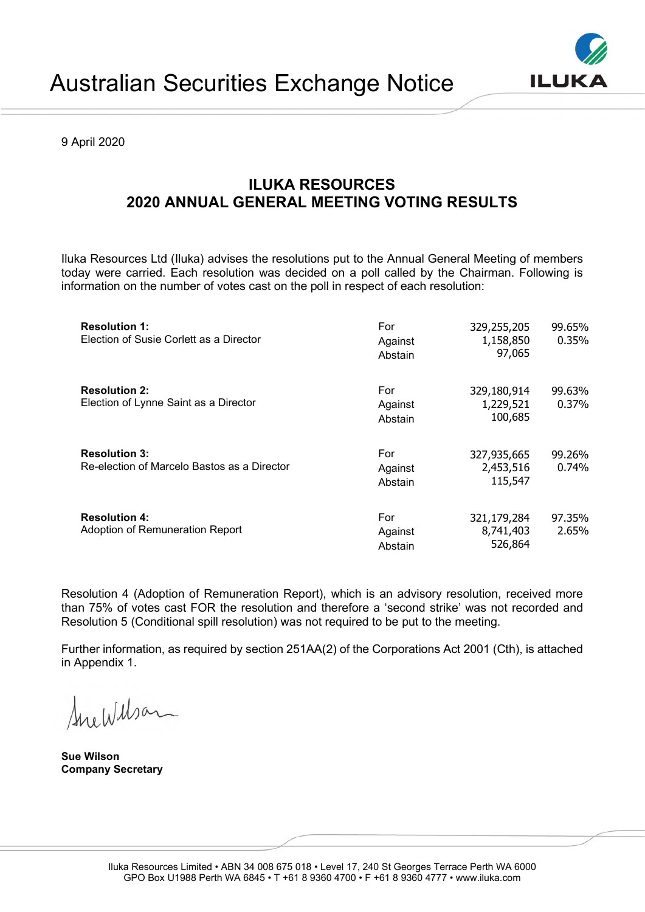# Australian Securities Exchange Notice

9 April 2020

## ILUKA RESOURCES
## 2020 ANNUAL GENERAL MEETING VOTING RESULTS

Iluka Resources Ltd (Iluka) advises the resolutions put to the Annual General Meeting of members today were carried. Each resolution was decided on a poll called by the Chairman. Following is information on the number of votes cast on the poll in respect of each resolution:

| Resolution | | Votes | % |
|---|---|---|---|
| **Resolution 1:** Election of Susie Corlett as a Director | For | 329,255,205 | 99.65% |
| | Against | 1,158,850 | 0.35% |
| | Abstain | 97,065 | |
| **Resolution 2:** Election of Lynne Saint as a Director | For | 329,180,914 | 99.63% |
| | Against | 1,229,521 | 0.37% |
| | Abstain | 100,685 | |
| **Resolution 3:** Re-election of Marcelo Bastos as a Director | For | 327,935,665 | 99.26% |
| | Against | 2,453,516 | 0.74% |
| | Abstain | 115,547 | |
| **Resolution 4:** Adoption of Remuneration Report | For | 321,179,284 | 97.35% |
| | Against | 8,741,403 | 2.65% |
| | Abstain | 526,864 | |

Resolution 4 (Adoption of Remuneration Report), which is an advisory resolution, received more than 75% of votes cast FOR the resolution and therefore a 'second strike' was not recorded and Resolution 5 (Conditional spill resolution) was not required to be put to the meeting.

Further information, as required by section 251AA(2) of the Corporations Act 2001 (Cth), is attached in Appendix 1.

**Sue Wilson**
**Company Secretary**

Iluka Resources Limited • ABN 34 008 675 018 • Level 17, 240 St Georges Terrace Perth WA 6000
GPO Box U1988 Perth WA 6845 • T +61 8 9360 4700 • F +61 8 9360 4777 • www.iluka.com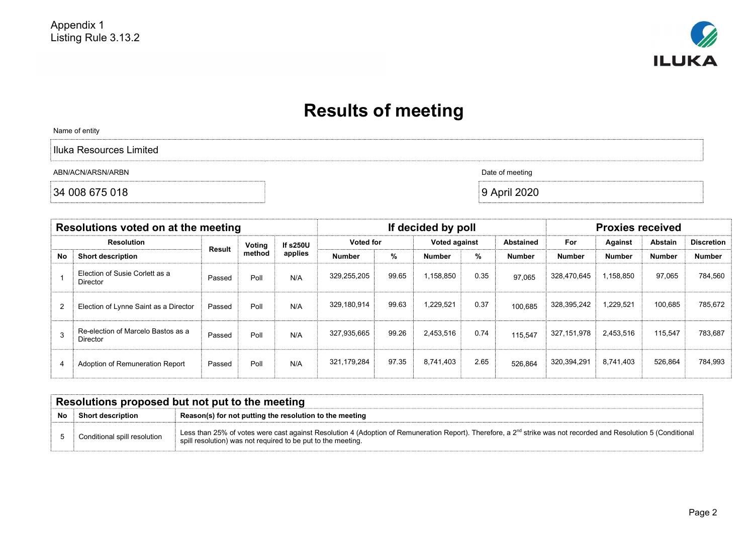Appendix 1
Listing Rule 3.13.2

# Results of meeting

Name of entity

Iluka Resources Limited

ABN/ACN/ARSN/ARBN

34 008 675 018

Date of meeting

9 April 2020

| Resolutions voted on at the meeting | | | | | If decided by poll | | | | | Proxies received | | | |
|---|---|---|---|---|---|---|---|---|---|---|---|---|---|
| Resolution | | Result | Voting method | If s250U applies | Voted for | | Voted against | | Abstained | For | Against | Abstain | Discretion |
| No | Short description | | | | Number | % | Number | % | Number | Number | Number | Number | Number |
| 1 | Election of Susie Corlett as a Director | Passed | Poll | N/A | 329,255,205 | 99.65 | 1,158,850 | 0.35 | 97,065 | 328,470,645 | 1,158,850 | 97,065 | 784,560 |
| 2 | Election of Lynne Saint as a Director | Passed | Poll | N/A | 329,180,914 | 99.63 | 1,229,521 | 0.37 | 100,685 | 328,395,242 | 1,229,521 | 100,685 | 785,672 |
| 3 | Re-election of Marcelo Bastos as a Director | Passed | Poll | N/A | 327,935,665 | 99.26 | 2,453,516 | 0.74 | 115,547 | 327,151,978 | 2,453,516 | 115,547 | 783,687 |
| 4 | Adoption of Remuneration Report | Passed | Poll | N/A | 321,179,284 | 97.35 | 8,741,403 | 2.65 | 526,864 | 320,394,291 | 8,741,403 | 526,864 | 784,993 |

| Resolutions proposed but not put to the meeting | | |
|---|---|---|
| No | Short description | Reason(s) for not putting the resolution to the meeting |
| 5 | Conditional spill resolution | Less than 25% of votes were cast against Resolution 4 (Adoption of Remuneration Report). Therefore, a 2nd strike was not recorded and Resolution 5 (Conditional spill resolution) was not required to be put to the meeting. |